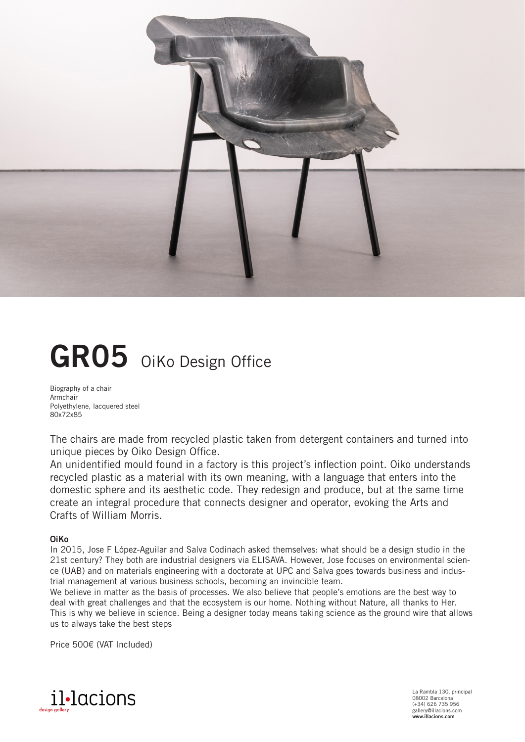# GR05 OiKo Design Office

Biography of a chair
Armchair
Polyethylene, lacquered steel
80x72x85

The chairs are made from recycled plastic taken from detergent containers and turned into unique pieces by Oiko Design Office.
An unidentified mould found in a factory is this project's inflection point. Oiko understands recycled plastic as a material with its own meaning, with a language that enters into the domestic sphere and its aesthetic code. They redesign and produce, but at the same time create an integral procedure that connects designer and operator, evoking the Arts and Crafts of William Morris.

**OiKo**

In 2015, Jose F López-Aguilar and Salva Codinach asked themselves: what should be a design studio in the 21st century? They both are industrial designers via ELISAVA. However, Jose focuses on environmental science (UAB) and on materials engineering with a doctorate at UPC and Salva goes towards business and industrial management at various business schools, becoming an invincible team.
We believe in matter as the basis of processes. We also believe that people's emotions are the best way to deal with great challenges and that the ecosystem is our home. Nothing without Nature, all thanks to Her. This is why we believe in science. Being a designer today means taking science as the ground wire that allows us to always take the best steps

Price 500€ (VAT Included)

il·lacions
design gallery

La Rambla 130, principal
08002 Barcelona
(+34) 626 735 956
gallery@illacions.com
**www.illacions.com**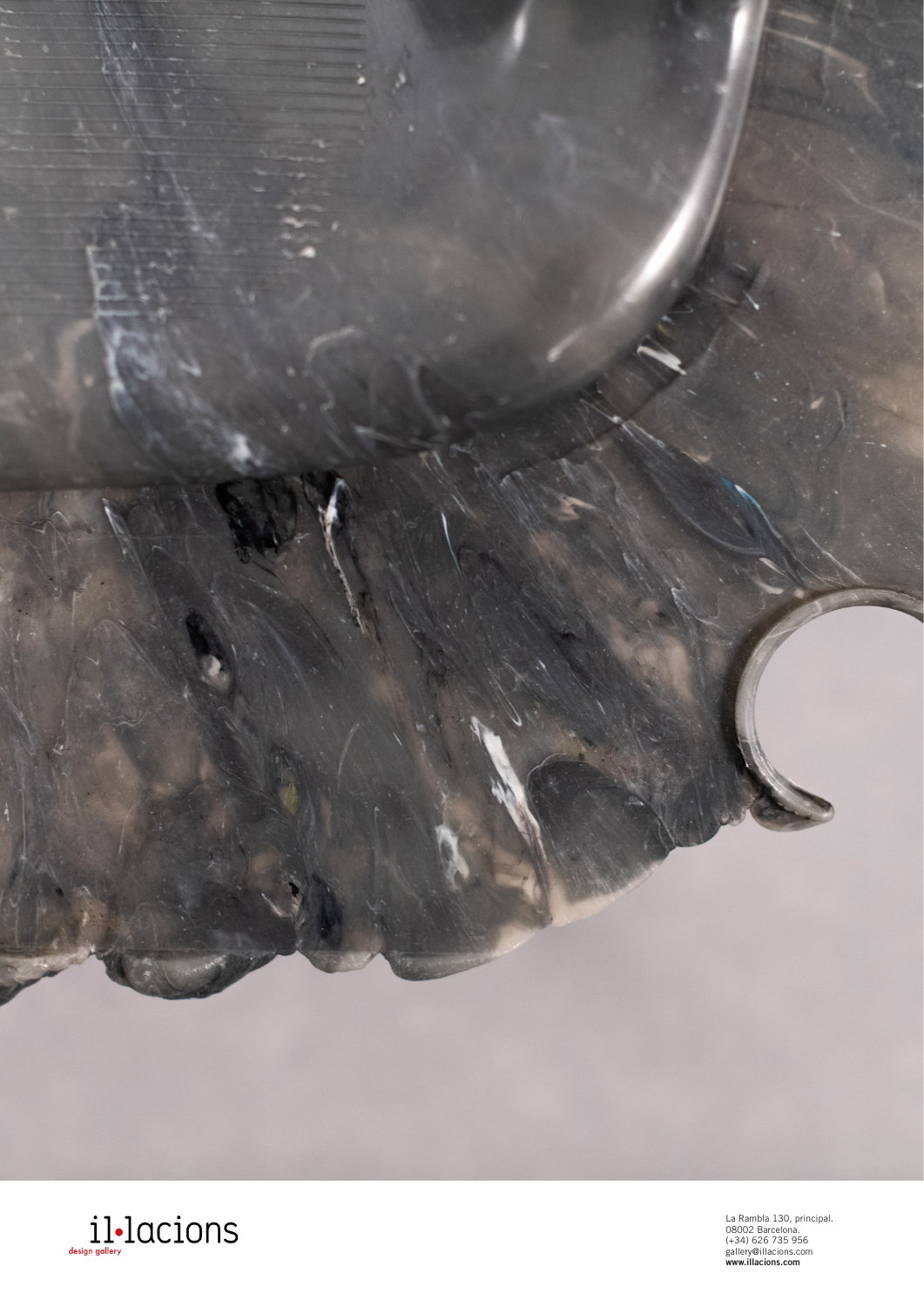il·lacions
design gallery

La Rambla 130, principal.
08002 Barcelona.
(+34) 626 735 956
gallery@illacions.com
**www.illacions.com**